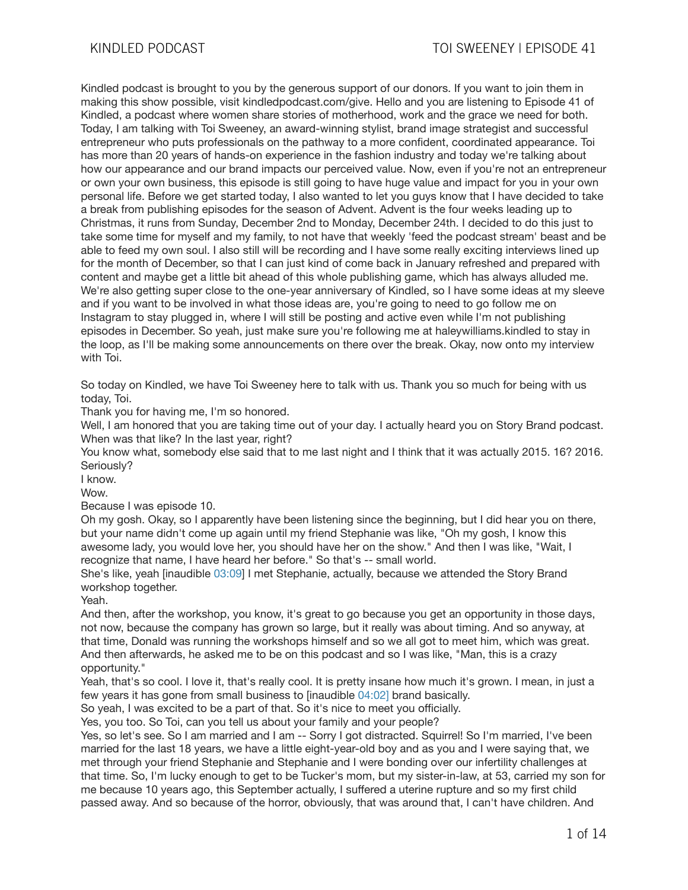Kindled podcast is brought to you by the generous support of our donors. If you want to join them in making this show possible, visit kindledpodcast.com/give. Hello and you are listening to Episode 41 of Kindled, a podcast where women share stories of motherhood, work and the grace we need for both. Today, I am talking with Toi Sweeney, an award-winning stylist, brand image strategist and successful entrepreneur who puts professionals on the pathway to a more confident, coordinated appearance. Toi has more than 20 years of hands-on experience in the fashion industry and today we're talking about how our appearance and our brand impacts our perceived value. Now, even if you're not an entrepreneur or own your own business, this episode is still going to have huge value and impact for you in your own personal life. Before we get started today, I also wanted to let you guys know that I have decided to take a break from publishing episodes for the season of Advent. Advent is the four weeks leading up to Christmas, it runs from Sunday, December 2nd to Monday, December 24th. I decided to do this just to take some time for myself and my family, to not have that weekly 'feed the podcast stream' beast and be able to feed my own soul. I also still will be recording and I have some really exciting interviews lined up for the month of December, so that I can just kind of come back in January refreshed and prepared with content and maybe get a little bit ahead of this whole publishing game, which has always alluded me. We're also getting super close to the one-year anniversary of Kindled, so I have some ideas at my sleeve and if you want to be involved in what those ideas are, you're going to need to go follow me on Instagram to stay plugged in, where I will still be posting and active even while I'm not publishing episodes in December. So yeah, just make sure you're following me at haleywilliams.kindled to stay in the loop, as I'll be making some announcements on there over the break. Okay, now onto my interview with Toi.

So today on Kindled, we have Toi Sweeney here to talk with us. Thank you so much for being with us today, Toi.

Thank you for having me, I'm so honored.

Well, I am honored that you are taking time out of your day. I actually heard you on Story Brand podcast. When was that like? In the last year, right?

You know what, somebody else said that to me last night and I think that it was actually 2015. 16? 2016. Seriously?

I know.

Wow.

Because I was episode 10.

Oh my gosh. Okay, so I apparently have been listening since the beginning, but I did hear you on there, but your name didn't come up again until my friend Stephanie was like, "Oh my gosh, I know this awesome lady, you would love her, you should have her on the show." And then I was like, "Wait, I recognize that name, I have heard her before." So that's -- small world.

She's like, yeah [inaudible 03:09] I met Stephanie, actually, because we attended the Story Brand workshop together.

Yeah.

And then, after the workshop, you know, it's great to go because you get an opportunity in those days, not now, because the company has grown so large, but it really was about timing. And so anyway, at that time, Donald was running the workshops himself and so we all got to meet him, which was great. And then afterwards, he asked me to be on this podcast and so I was like, "Man, this is a crazy opportunity."

Yeah, that's so cool. I love it, that's really cool. It is pretty insane how much it's grown. I mean, in just a few years it has gone from small business to [inaudible 04:02] brand basically.

So yeah, I was excited to be a part of that. So it's nice to meet you officially.

Yes, you too. So Toi, can you tell us about your family and your people?

Yes, so let's see. So I am married and I am -- Sorry I got distracted. Squirrel! So I'm married, I've been married for the last 18 years, we have a little eight-year-old boy and as you and I were saying that, we met through your friend Stephanie and Stephanie and I were bonding over our infertility challenges at that time. So, I'm lucky enough to get to be Tucker's mom, but my sister-in-law, at 53, carried my son for me because 10 years ago, this September actually, I suffered a uterine rupture and so my first child passed away. And so because of the horror, obviously, that was around that, I can't have children. And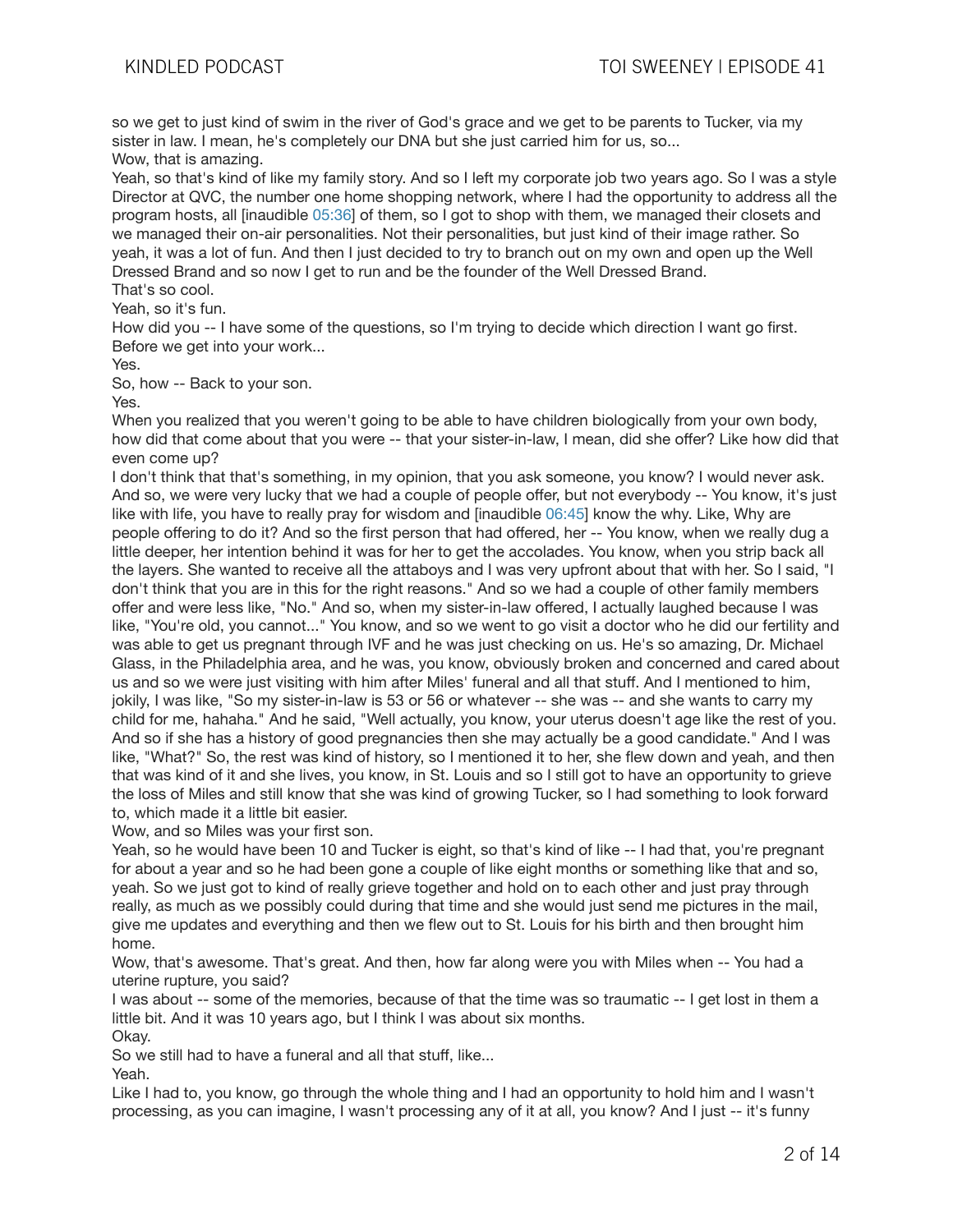so we get to just kind of swim in the river of God's grace and we get to be parents to Tucker, via my sister in law. I mean, he's completely our DNA but she just carried him for us, so...

Wow, that is amazing.

Yeah, so that's kind of like my family story. And so I left my corporate job two years ago. So I was a style Director at QVC, the number one home shopping network, where I had the opportunity to address all the program hosts, all [inaudible 05:36] of them, so I got to shop with them, we managed their closets and we managed their on-air personalities. Not their personalities, but just kind of their image rather. So yeah, it was a lot of fun. And then I just decided to try to branch out on my own and open up the Well Dressed Brand and so now I get to run and be the founder of the Well Dressed Brand.

That's so cool.

Yeah, so it's fun.

How did you -- I have some of the questions, so I'm trying to decide which direction I want go first. Before we get into your work...

Yes.

So, how -- Back to your son.

Yes.

When you realized that you weren't going to be able to have children biologically from your own body, how did that come about that you were -- that your sister-in-law, I mean, did she offer? Like how did that even come up?

I don't think that that's something, in my opinion, that you ask someone, you know? I would never ask. And so, we were very lucky that we had a couple of people offer, but not everybody -- You know, it's just like with life, you have to really pray for wisdom and [inaudible 06:45] know the why. Like, Why are people offering to do it? And so the first person that had offered, her -- You know, when we really dug a little deeper, her intention behind it was for her to get the accolades. You know, when you strip back all the layers. She wanted to receive all the attaboys and I was very upfront about that with her. So I said, "I don't think that you are in this for the right reasons." And so we had a couple of other family members offer and were less like, "No." And so, when my sister-in-law offered, I actually laughed because I was like, "You're old, you cannot..." You know, and so we went to go visit a doctor who he did our fertility and was able to get us pregnant through IVF and he was just checking on us. He's so amazing, Dr. Michael Glass, in the Philadelphia area, and he was, you know, obviously broken and concerned and cared about us and so we were just visiting with him after Miles' funeral and all that stuff. And I mentioned to him, jokily, I was like, "So my sister-in-law is 53 or 56 or whatever -- she was -- and she wants to carry my child for me, hahaha." And he said, "Well actually, you know, your uterus doesn't age like the rest of you. And so if she has a history of good pregnancies then she may actually be a good candidate." And I was like, "What?" So, the rest was kind of history, so I mentioned it to her, she flew down and yeah, and then that was kind of it and she lives, you know, in St. Louis and so I still got to have an opportunity to grieve the loss of Miles and still know that she was kind of growing Tucker, so I had something to look forward to, which made it a little bit easier.

Wow, and so Miles was your first son.

Yeah, so he would have been 10 and Tucker is eight, so that's kind of like -- I had that, you're pregnant for about a year and so he had been gone a couple of like eight months or something like that and so, yeah. So we just got to kind of really grieve together and hold on to each other and just pray through really, as much as we possibly could during that time and she would just send me pictures in the mail, give me updates and everything and then we flew out to St. Louis for his birth and then brought him home.

Wow, that's awesome. That's great. And then, how far along were you with Miles when -- You had a uterine rupture, you said?

I was about -- some of the memories, because of that the time was so traumatic -- I get lost in them a little bit. And it was 10 years ago, but I think I was about six months.

Okay.

So we still had to have a funeral and all that stuff, like...

Yeah.

Like I had to, you know, go through the whole thing and I had an opportunity to hold him and I wasn't processing, as you can imagine, I wasn't processing any of it at all, you know? And I just -- it's funny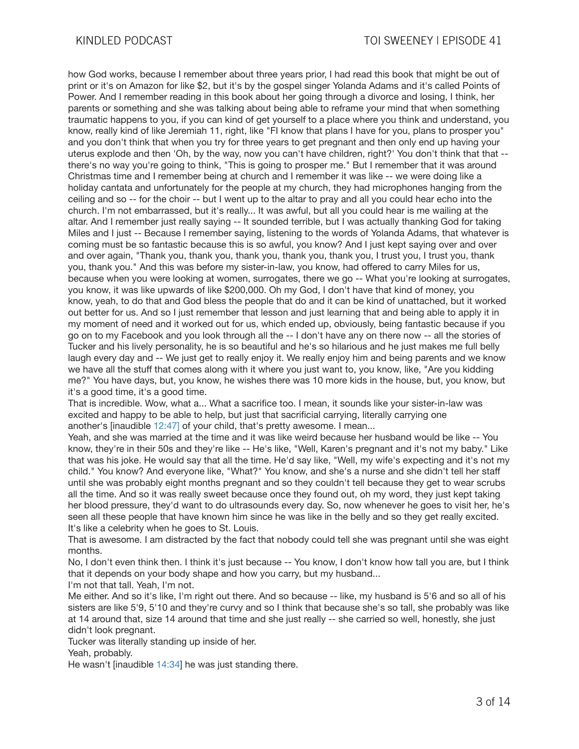how God works, because I remember about three years prior, I had read this book that might be out of print or it's on Amazon for like $2, but it's by the gospel singer Yolanda Adams and it's called Points of Power. And I remember reading in this book about her going through a divorce and losing, I think, her parents or something and she was talking about being able to reframe your mind that when something traumatic happens to you, if you can kind of get yourself to a place where you think and understand, you know, really kind of like Jeremiah 11, right, like "FI know that plans I have for you, plans to prosper you" and you don't think that when you try for three years to get pregnant and then only end up having your uterus explode and then 'Oh, by the way, now you can't have children, right?' You don't think that that -- there's no way you're going to think, "This is going to prosper me." But I remember that it was around Christmas time and I remember being at church and I remember it was like -- we were doing like a holiday cantata and unfortunately for the people at my church, they had microphones hanging from the ceiling and so -- for the choir -- but I went up to the altar to pray and all you could hear echo into the church. I'm not embarrassed, but it's really... It was awful, but all you could hear is me wailing at the altar. And I remember just really saying -- It sounded terrible, but I was actually thanking God for taking Miles and I just -- Because I remember saying, listening to the words of Yolanda Adams, that whatever is coming must be so fantastic because this is so awful, you know? And I just kept saying over and over and over again, "Thank you, thank you, thank you, thank you, thank you, I trust you, I trust you, thank you, thank you." And this was before my sister-in-law, you know, had offered to carry Miles for us, because when you were looking at women, surrogates, there we go -- What you're looking at surrogates, you know, it was like upwards of like $200,000. Oh my God, I don't have that kind of money, you know, yeah, to do that and God bless the people that do and it can be kind of unattached, but it worked out better for us. And so I just remember that lesson and just learning that and being able to apply it in my moment of need and it worked out for us, which ended up, obviously, being fantastic because if you go on to my Facebook and you look through all the -- I don't have any on there now -- all the stories of Tucker and his lively personality, he is so beautiful and he's so hilarious and he just makes me full belly laugh every day and -- We just get to really enjoy it. We really enjoy him and being parents and we know we have all the stuff that comes along with it where you just want to, you know, like, "Are you kidding me?" You have days, but, you know, he wishes there was 10 more kids in the house, but, you know, but it's a good time, it's a good time.

That is incredible. Wow, what a... What a sacrifice too. I mean, it sounds like your sister-in-law was excited and happy to be able to help, but just that sacrificial carrying, literally carrying one another's [inaudible 12:47] of your child, that's pretty awesome. I mean...

Yeah, and she was married at the time and it was like weird because her husband would be like -- You know, they're in their 50s and they're like -- He's like, "Well, Karen's pregnant and it's not my baby." Like that was his joke. He would say that all the time. He'd say like, "Well, my wife's expecting and it's not my child." You know? And everyone like, "What?" You know, and she's a nurse and she didn't tell her staff until she was probably eight months pregnant and so they couldn't tell because they get to wear scrubs all the time. And so it was really sweet because once they found out, oh my word, they just kept taking her blood pressure, they'd want to do ultrasounds every day. So, now whenever he goes to visit her, he's seen all these people that have known him since he was like in the belly and so they get really excited. It's like a celebrity when he goes to St. Louis.

That is awesome. I am distracted by the fact that nobody could tell she was pregnant until she was eight months.

No, I don't even think then. I think it's just because -- You know, I don't know how tall you are, but I think that it depends on your body shape and how you carry, but my husband...

I'm not that tall. Yeah, I'm not.

Me either. And so it's like, I'm right out there. And so because -- like, my husband is 5'6 and so all of his sisters are like 5'9, 5'10 and they're curvy and so I think that because she's so tall, she probably was like at 14 around that, size 14 around that time and she just really -- she carried so well, honestly, she just didn't look pregnant.

Tucker was literally standing up inside of her.

Yeah, probably.

He wasn't [inaudible 14:34] he was just standing there.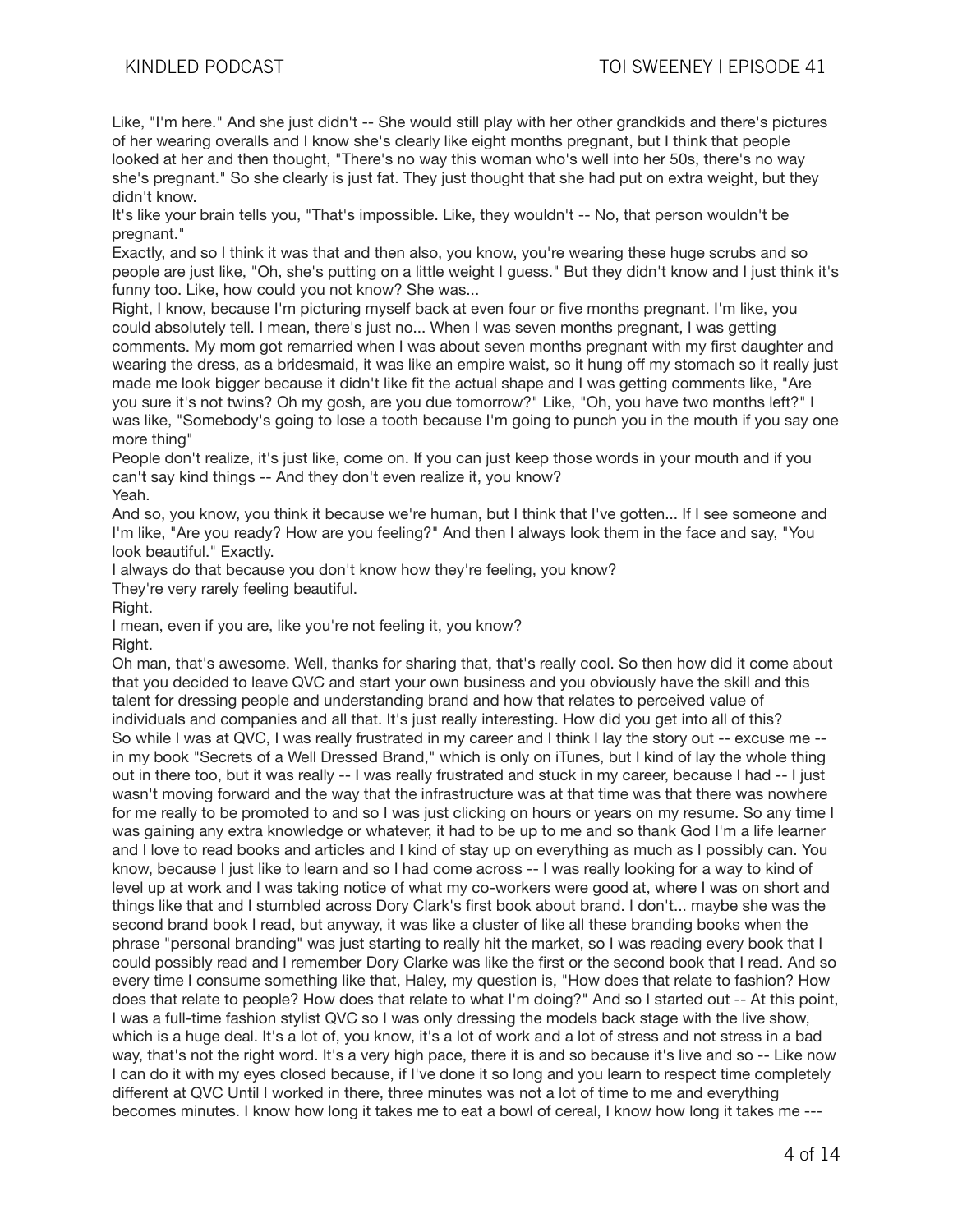Like, "I'm here." And she just didn't -- She would still play with her other grandkids and there's pictures of her wearing overalls and I know she's clearly like eight months pregnant, but I think that people looked at her and then thought, "There's no way this woman who's well into her 50s, there's no way she's pregnant." So she clearly is just fat. They just thought that she had put on extra weight, but they didn't know.

It's like your brain tells you, "That's impossible. Like, they wouldn't -- No, that person wouldn't be pregnant."

Exactly, and so I think it was that and then also, you know, you're wearing these huge scrubs and so people are just like, "Oh, she's putting on a little weight I guess." But they didn't know and I just think it's funny too. Like, how could you not know? She was...

Right, I know, because I'm picturing myself back at even four or five months pregnant. I'm like, you could absolutely tell. I mean, there's just no... When I was seven months pregnant, I was getting comments. My mom got remarried when I was about seven months pregnant with my first daughter and wearing the dress, as a bridesmaid, it was like an empire waist, so it hung off my stomach so it really just made me look bigger because it didn't like fit the actual shape and I was getting comments like, "Are you sure it's not twins? Oh my gosh, are you due tomorrow?" Like, "Oh, you have two months left?" I was like, "Somebody's going to lose a tooth because I'm going to punch you in the mouth if you say one more thing"

People don't realize, it's just like, come on. If you can just keep those words in your mouth and if you can't say kind things -- And they don't even realize it, you know?

Yeah.

And so, you know, you think it because we're human, but I think that I've gotten... If I see someone and I'm like, "Are you ready? How are you feeling?" And then I always look them in the face and say, "You look beautiful." Exactly.

I always do that because you don't know how they're feeling, you know?

They're very rarely feeling beautiful.

Right.

I mean, even if you are, like you're not feeling it, you know?

Right.

Oh man, that's awesome. Well, thanks for sharing that, that's really cool. So then how did it come about that you decided to leave QVC and start your own business and you obviously have the skill and this talent for dressing people and understanding brand and how that relates to perceived value of individuals and companies and all that. It's just really interesting. How did you get into all of this?

So while I was at QVC, I was really frustrated in my career and I think I lay the story out -- excuse me -- in my book "Secrets of a Well Dressed Brand," which is only on iTunes, but I kind of lay the whole thing out in there too, but it was really -- I was really frustrated and stuck in my career, because I had -- I just wasn't moving forward and the way that the infrastructure was at that time was that there was nowhere for me really to be promoted to and so I was just clicking on hours or years on my resume. So any time I was gaining any extra knowledge or whatever, it had to be up to me and so thank God I'm a life learner and I love to read books and articles and I kind of stay up on everything as much as I possibly can. You know, because I just like to learn and so I had come across -- I was really looking for a way to kind of level up at work and I was taking notice of what my co-workers were good at, where I was on short and things like that and I stumbled across Dory Clark's first book about brand. I don't... maybe she was the second brand book I read, but anyway, it was like a cluster of like all these branding books when the phrase "personal branding" was just starting to really hit the market, so I was reading every book that I could possibly read and I remember Dory Clarke was like the first or the second book that I read. And so every time I consume something like that, Haley, my question is, "How does that relate to fashion? How does that relate to people? How does that relate to what I'm doing?" And so I started out -- At this point, I was a full-time fashion stylist QVC so I was only dressing the models back stage with the live show, which is a huge deal. It's a lot of, you know, it's a lot of work and a lot of stress and not stress in a bad way, that's not the right word. It's a very high pace, there it is and so because it's live and so -- Like now I can do it with my eyes closed because, if I've done it so long and you learn to respect time completely different at QVC Until I worked in there, three minutes was not a lot of time to me and everything becomes minutes. I know how long it takes me to eat a bowl of cereal, I know how long it takes me ---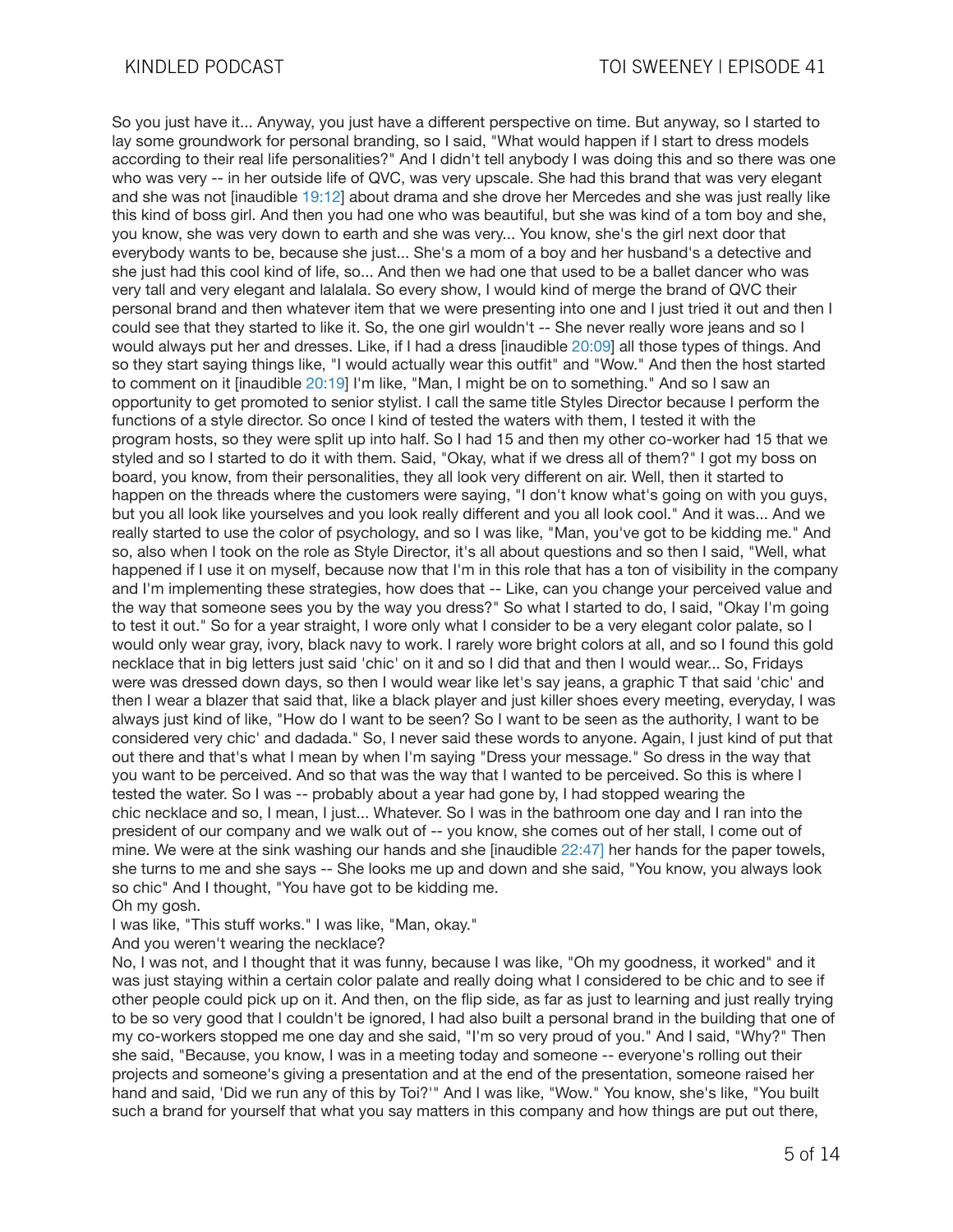So you just have it... Anyway, you just have a different perspective on time. But anyway, so I started to lay some groundwork for personal branding, so I said, "What would happen if I start to dress models according to their real life personalities?" And I didn't tell anybody I was doing this and so there was one who was very -- in her outside life of QVC, was very upscale. She had this brand that was very elegant and she was not [inaudible 19:12] about drama and she drove her Mercedes and she was just really like this kind of boss girl. And then you had one who was beautiful, but she was kind of a tom boy and she, you know, she was very down to earth and she was very... You know, she's the girl next door that everybody wants to be, because she just... She's a mom of a boy and her husband's a detective and she just had this cool kind of life, so... And then we had one that used to be a ballet dancer who was very tall and very elegant and lalalala. So every show, I would kind of merge the brand of QVC their personal brand and then whatever item that we were presenting into one and I just tried it out and then I could see that they started to like it. So, the one girl wouldn't -- She never really wore jeans and so I would always put her and dresses. Like, if I had a dress [inaudible 20:09] all those types of things. And so they start saying things like, "I would actually wear this outfit" and "Wow." And then the host started to comment on it [inaudible 20:19] I'm like, "Man, I might be on to something." And so I saw an opportunity to get promoted to senior stylist. I call the same title Styles Director because I perform the functions of a style director. So once I kind of tested the waters with them, I tested it with the program hosts, so they were split up into half. So I had 15 and then my other co-worker had 15 that we styled and so I started to do it with them. Said, "Okay, what if we dress all of them?" I got my boss on board, you know, from their personalities, they all look very different on air. Well, then it started to happen on the threads where the customers were saying, "I don't know what's going on with you guys, but you all look like yourselves and you look really different and you all look cool." And it was... And we really started to use the color of psychology, and so I was like, "Man, you've got to be kidding me." And so, also when I took on the role as Style Director, it's all about questions and so then I said, "Well, what happened if I use it on myself, because now that I'm in this role that has a ton of visibility in the company and I'm implementing these strategies, how does that -- Like, can you change your perceived value and the way that someone sees you by the way you dress?" So what I started to do, I said, "Okay I'm going to test it out." So for a year straight, I wore only what I consider to be a very elegant color palate, so I would only wear gray, ivory, black navy to work. I rarely wore bright colors at all, and so I found this gold necklace that in big letters just said 'chic' on it and so I did that and then I would wear... So, Fridays were was dressed down days, so then I would wear like let's say jeans, a graphic T that said 'chic' and then I wear a blazer that said that, like a black player and just killer shoes every meeting, everyday, I was always just kind of like, "How do I want to be seen? So I want to be seen as the authority, I want to be considered very chic' and dadada." So, I never said these words to anyone. Again, I just kind of put that out there and that's what I mean by when I'm saying "Dress your message." So dress in the way that you want to be perceived. And so that was the way that I wanted to be perceived. So this is where I tested the water. So I was -- probably about a year had gone by, I had stopped wearing the chic necklace and so, I mean, I just... Whatever. So I was in the bathroom one day and I ran into the president of our company and we walk out of -- you know, she comes out of her stall, I come out of mine. We were at the sink washing our hands and she [inaudible 22:47] her hands for the paper towels, she turns to me and she says -- She looks me up and down and she said, "You know, you always look so chic" And I thought, "You have got to be kidding me.

Oh my gosh.

I was like, "This stuff works." I was like, "Man, okay."

And you weren't wearing the necklace?

No, I was not, and I thought that it was funny, because I was like, "Oh my goodness, it worked" and it was just staying within a certain color palate and really doing what I considered to be chic and to see if other people could pick up on it. And then, on the flip side, as far as just to learning and just really trying to be so very good that I couldn't be ignored, I had also built a personal brand in the building that one of my co-workers stopped me one day and she said, "I'm so very proud of you." And I said, "Why?" Then she said, "Because, you know, I was in a meeting today and someone -- everyone's rolling out their projects and someone's giving a presentation and at the end of the presentation, someone raised her hand and said, 'Did we run any of this by Toi?'" And I was like, "Wow." You know, she's like, "You built such a brand for yourself that what you say matters in this company and how things are put out there,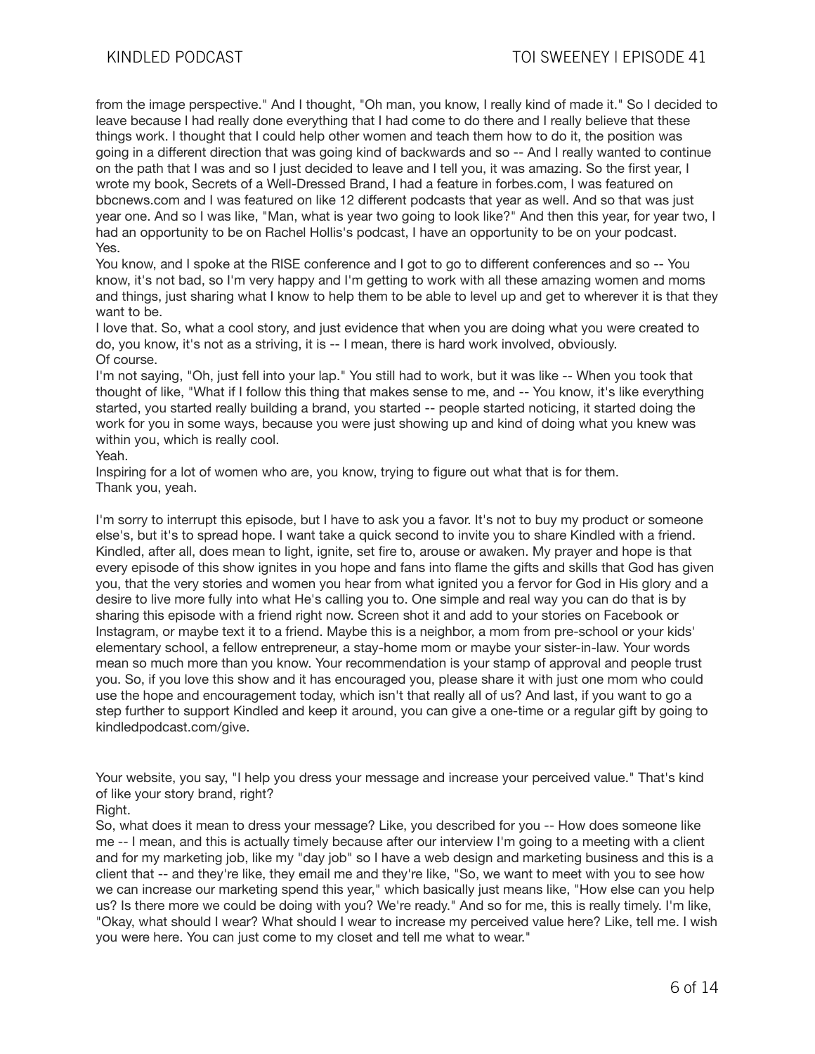from the image perspective." And I thought, "Oh man, you know, I really kind of made it." So I decided to leave because I had really done everything that I had come to do there and I really believe that these things work. I thought that I could help other women and teach them how to do it, the position was going in a different direction that was going kind of backwards and so -- And I really wanted to continue on the path that I was and so I just decided to leave and I tell you, it was amazing. So the first year, I wrote my book, Secrets of a Well-Dressed Brand, I had a feature in forbes.com, I was featured on bbcnews.com and I was featured on like 12 different podcasts that year as well. And so that was just year one. And so I was like, "Man, what is year two going to look like?" And then this year, for year two, I had an opportunity to be on Rachel Hollis's podcast, I have an opportunity to be on your podcast.

Yes.

You know, and I spoke at the RISE conference and I got to go to different conferences and so -- You know, it's not bad, so I'm very happy and I'm getting to work with all these amazing women and moms and things, just sharing what I know to help them to be able to level up and get to wherever it is that they want to be.

I love that. So, what a cool story, and just evidence that when you are doing what you were created to do, you know, it's not as a striving, it is -- I mean, there is hard work involved, obviously.

Of course.

I'm not saying, "Oh, just fell into your lap." You still had to work, but it was like -- When you took that thought of like, "What if I follow this thing that makes sense to me, and -- You know, it's like everything started, you started really building a brand, you started -- people started noticing, it started doing the work for you in some ways, because you were just showing up and kind of doing what you knew was within you, which is really cool.

Yeah.

Inspiring for a lot of women who are, you know, trying to figure out what that is for them.

Thank you, yeah.

I'm sorry to interrupt this episode, but I have to ask you a favor. It's not to buy my product or someone else's, but it's to spread hope. I want take a quick second to invite you to share Kindled with a friend. Kindled, after all, does mean to light, ignite, set fire to, arouse or awaken. My prayer and hope is that every episode of this show ignites in you hope and fans into flame the gifts and skills that God has given you, that the very stories and women you hear from what ignited you a fervor for God in His glory and a desire to live more fully into what He's calling you to. One simple and real way you can do that is by sharing this episode with a friend right now. Screen shot it and add to your stories on Facebook or Instagram, or maybe text it to a friend. Maybe this is a neighbor, a mom from pre-school or your kids' elementary school, a fellow entrepreneur, a stay-home mom or maybe your sister-in-law. Your words mean so much more than you know. Your recommendation is your stamp of approval and people trust you. So, if you love this show and it has encouraged you, please share it with just one mom who could use the hope and encouragement today, which isn't that really all of us? And last, if you want to go a step further to support Kindled and keep it around, you can give a one-time or a regular gift by going to kindledpodcast.com/give.

Your website, you say, "I help you dress your message and increase your perceived value." That's kind of like your story brand, right?

Right.

So, what does it mean to dress your message? Like, you described for you -- How does someone like me -- I mean, and this is actually timely because after our interview I'm going to a meeting with a client and for my marketing job, like my "day job" so I have a web design and marketing business and this is a client that -- and they're like, they email me and they're like, "So, we want to meet with you to see how we can increase our marketing spend this year," which basically just means like, "How else can you help us? Is there more we could be doing with you? We're ready." And so for me, this is really timely. I'm like, "Okay, what should I wear? What should I wear to increase my perceived value here? Like, tell me. I wish you were here. You can just come to my closet and tell me what to wear."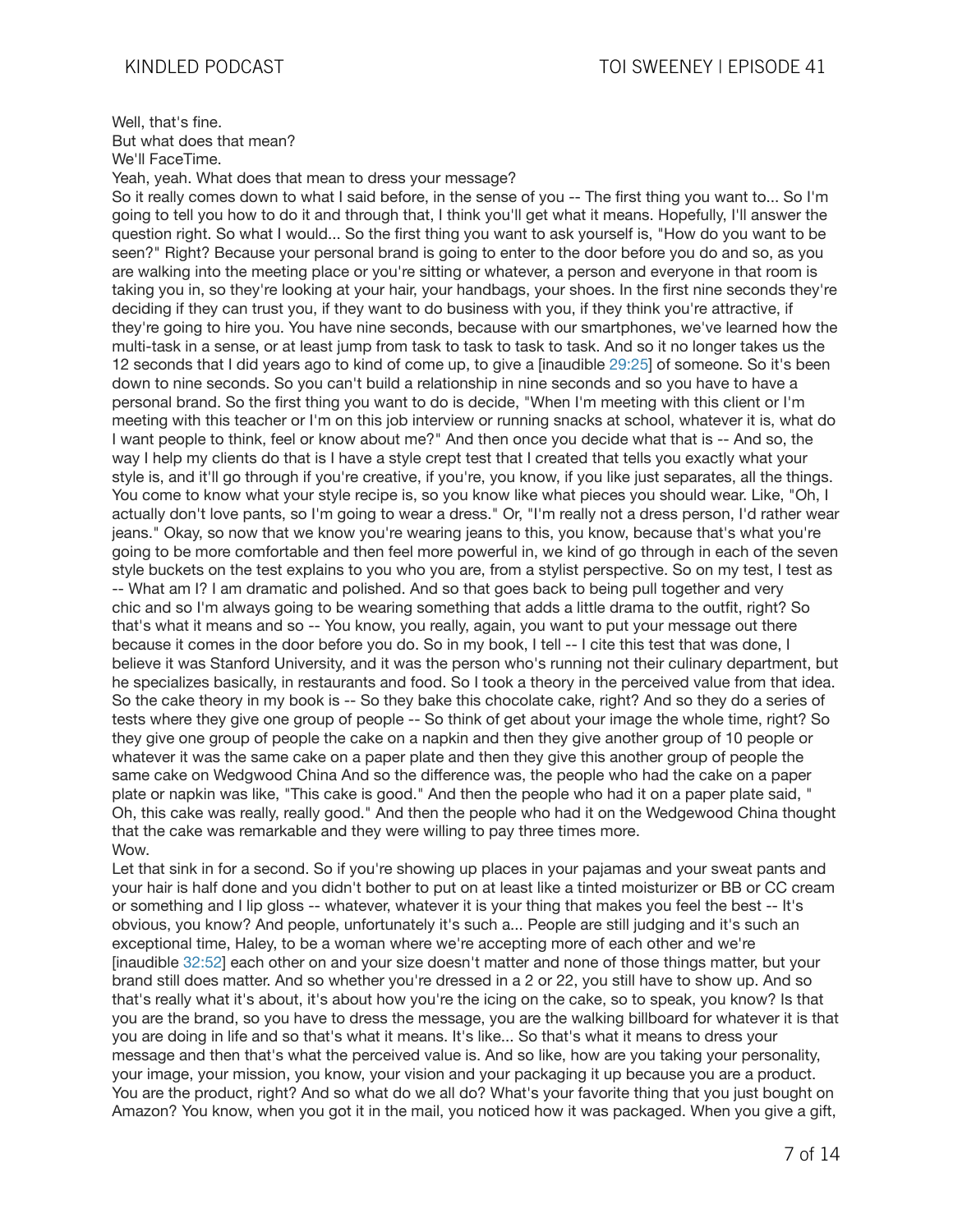Well, that's fine.
But what does that mean?
We'll FaceTime.
Yeah, yeah. What does that mean to dress your message?
So it really comes down to what I said before, in the sense of you -- The first thing you want to... So I'm going to tell you how to do it and through that, I think you'll get what it means. Hopefully, I'll answer the question right. So what I would... So the first thing you want to ask yourself is, "How do you want to be seen?" Right? Because your personal brand is going to enter to the door before you do and so, as you are walking into the meeting place or you're sitting or whatever, a person and everyone in that room is taking you in, so they're looking at your hair, your handbags, your shoes. In the first nine seconds they're deciding if they can trust you, if they want to do business with you, if they think you're attractive, if they're going to hire you. You have nine seconds, because with our smartphones, we've learned how the multi-task in a sense, or at least jump from task to task to task to task. And so it no longer takes us the 12 seconds that I did years ago to kind of come up, to give a [inaudible 29:25] of someone. So it's been down to nine seconds. So you can't build a relationship in nine seconds and so you have to have a personal brand. So the first thing you want to do is decide, "When I'm meeting with this client or I'm meeting with this teacher or I'm on this job interview or running snacks at school, whatever it is, what do I want people to think, feel or know about me?" And then once you decide what that is -- And so, the way I help my clients do that is I have a style crept test that I created that tells you exactly what your style is, and it'll go through if you're creative, if you're, you know, if you like just separates, all the things. You come to know what your style recipe is, so you know like what pieces you should wear. Like, "Oh, I actually don't love pants, so I'm going to wear a dress." Or, "I'm really not a dress person, I'd rather wear jeans." Okay, so now that we know you're wearing jeans to this, you know, because that's what you're going to be more comfortable and then feel more powerful in, we kind of go through in each of the seven style buckets on the test explains to you who you are, from a stylist perspective. So on my test, I test as -- What am I? I am dramatic and polished. And so that goes back to being pull together and very chic and so I'm always going to be wearing something that adds a little drama to the outfit, right? So that's what it means and so -- You know, you really, again, you want to put your message out there because it comes in the door before you do. So in my book, I tell -- I cite this test that was done, I believe it was Stanford University, and it was the person who's running not their culinary department, but he specializes basically, in restaurants and food. So I took a theory in the perceived value from that idea. So the cake theory in my book is -- So they bake this chocolate cake, right? And so they do a series of tests where they give one group of people -- So think of get about your image the whole time, right? So they give one group of people the cake on a napkin and then they give another group of 10 people or whatever it was the same cake on a paper plate and then they give this another group of people the same cake on Wedgwood China And so the difference was, the people who had the cake on a paper plate or napkin was like, "This cake is good." And then the people who had it on a paper plate said, " Oh, this cake was really, really good." And then the people who had it on the Wedgewood China thought that the cake was remarkable and they were willing to pay three times more.
Wow.
Let that sink in for a second. So if you're showing up places in your pajamas and your sweat pants and your hair is half done and you didn't bother to put on at least like a tinted moisturizer or BB or CC cream or something and I lip gloss -- whatever, whatever it is your thing that makes you feel the best -- It's obvious, you know? And people, unfortunately it's such a... People are still judging and it's such an exceptional time, Haley, to be a woman where we're accepting more of each other and we're [inaudible 32:52] each other on and your size doesn't matter and none of those things matter, but your brand still does matter. And so whether you're dressed in a 2 or 22, you still have to show up. And so that's really what it's about, it's about how you're the icing on the cake, so to speak, you know? Is that you are the brand, so you have to dress the message, you are the walking billboard for whatever it is that you are doing in life and so that's what it means. It's like... So that's what it means to dress your message and then that's what the perceived value is. And so like, how are you taking your personality, your image, your mission, you know, your vision and your packaging it up because you are a product. You are the product, right? And so what do we all do? What's your favorite thing that you just bought on Amazon? You know, when you got it in the mail, you noticed how it was packaged. When you give a gift,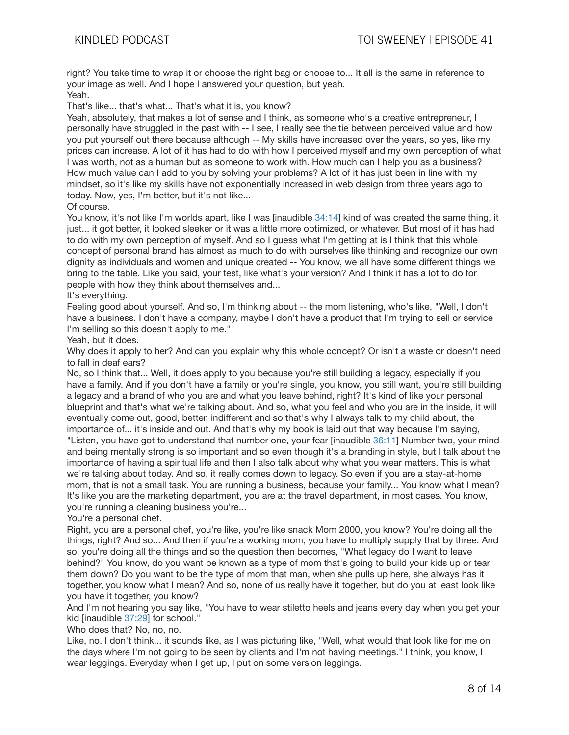right? You take time to wrap it or choose the right bag or choose to... It all is the same in reference to your image as well. And I hope I answered your question, but yeah.
Yeah.
That's like... that's what... That's what it is, you know?
Yeah, absolutely, that makes a lot of sense and I think, as someone who's a creative entrepreneur, I personally have struggled in the past with -- I see, I really see the tie between perceived value and how you put yourself out there because although -- My skills have increased over the years, so yes, like my prices can increase. A lot of it has had to do with how I perceived myself and my own perception of what I was worth, not as a human but as someone to work with. How much can I help you as a business? How much value can I add to you by solving your problems? A lot of it has just been in line with my mindset, so it's like my skills have not exponentially increased in web design from three years ago to today. Now, yes, I'm better, but it's not like...
Of course.
You know, it's not like I'm worlds apart, like I was [inaudible 34:14] kind of was created the same thing, it just... it got better, it looked sleeker or it was a little more optimized, or whatever. But most of it has had to do with my own perception of myself. And so I guess what I'm getting at is I think that this whole concept of personal brand has almost as much to do with ourselves like thinking and recognize our own dignity as individuals and women and unique created -- You know, we all have some different things we bring to the table. Like you said, your test, like what's your version? And I think it has a lot to do for people with how they think about themselves and...
It's everything.
Feeling good about yourself. And so, I'm thinking about -- the mom listening, who's like, "Well, I don't have a business. I don't have a company, maybe I don't have a product that I'm trying to sell or service I'm selling so this doesn't apply to me."
Yeah, but it does.
Why does it apply to her? And can you explain why this whole concept? Or isn't a waste or doesn't need to fall in deaf ears?
No, so I think that... Well, it does apply to you because you're still building a legacy, especially if you have a family. And if you don't have a family or you're single, you know, you still want, you're still building a legacy and a brand of who you are and what you leave behind, right? It's kind of like your personal blueprint and that's what we're talking about. And so, what you feel and who you are in the inside, it will eventually come out, good, better, indifferent and so that's why I always talk to my child about, the importance of... it's inside and out. And that's why my book is laid out that way because I'm saying, "Listen, you have got to understand that number one, your fear [inaudible 36:11] Number two, your mind and being mentally strong is so important and so even though it's a branding in style, but I talk about the importance of having a spiritual life and then I also talk about why what you wear matters. This is what we're talking about today. And so, it really comes down to legacy. So even if you are a stay-at-home mom, that is not a small task. You are running a business, because your family... You know what I mean? It's like you are the marketing department, you are at the travel department, in most cases. You know, you're running a cleaning business you're...
You're a personal chef.
Right, you are a personal chef, you're like, you're like snack Mom 2000, you know? You're doing all the things, right? And so... And then if you're a working mom, you have to multiply supply that by three. And so, you're doing all the things and so the question then becomes, "What legacy do I want to leave behind?" You know, do you want be known as a type of mom that's going to build your kids up or tear them down? Do you want to be the type of mom that man, when she pulls up here, she always has it together, you know what I mean? And so, none of us really have it together, but do you at least look like you have it together, you know?
And I'm not hearing you say like, "You have to wear stiletto heels and jeans every day when you get your kid [inaudible 37:29] for school."
Who does that? No, no, no.
Like, no. I don't think... it sounds like, as I was picturing like, "Well, what would that look like for me on the days where I'm not going to be seen by clients and I'm not having meetings." I think, you know, I wear leggings. Everyday when I get up, I put on some version leggings.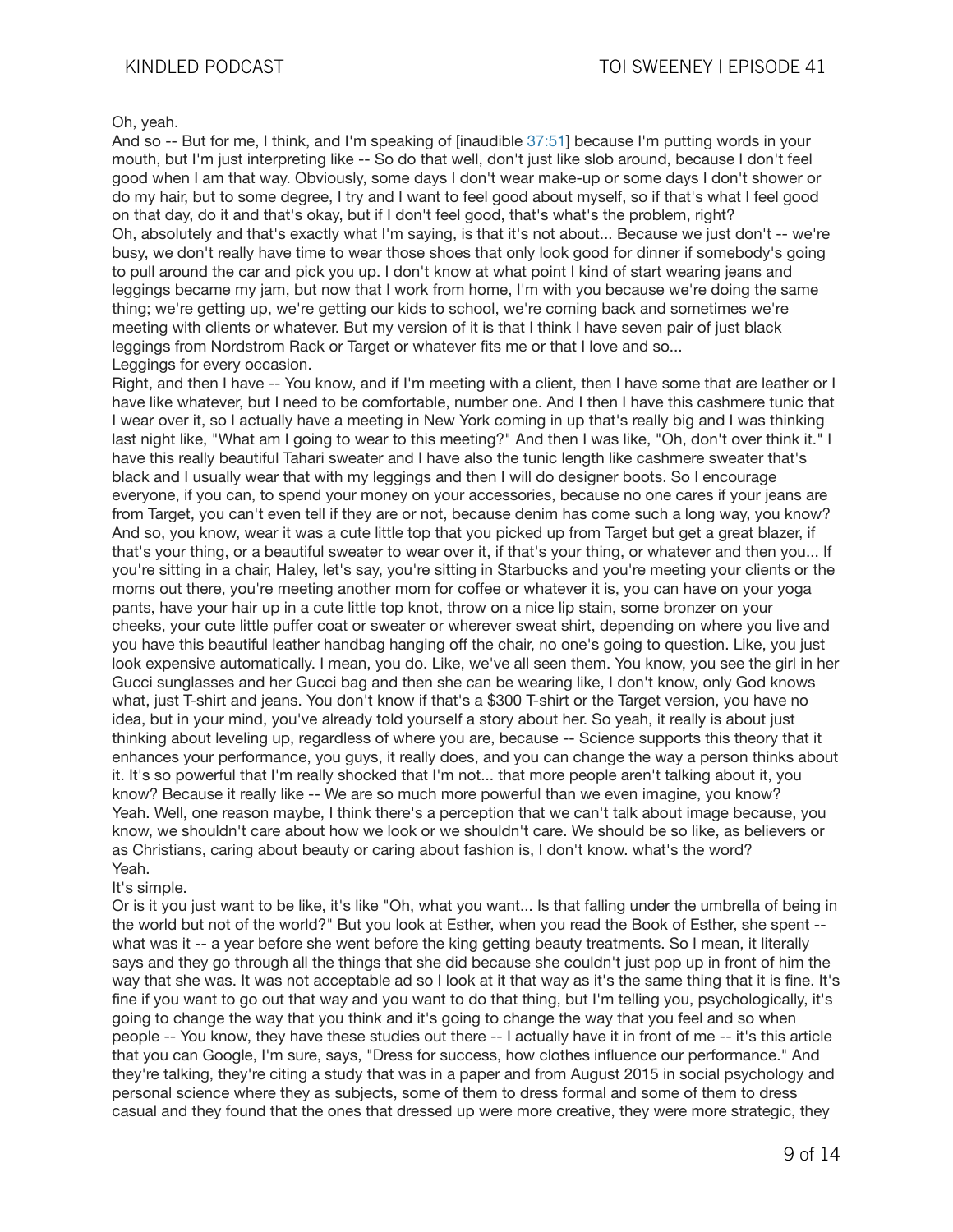Oh, yeah.

And so -- But for me, I think, and I'm speaking of [inaudible 37:51] because I'm putting words in your mouth, but I'm just interpreting like -- So do that well, don't just like slob around, because I don't feel good when I am that way. Obviously, some days I don't wear make-up or some days I don't shower or do my hair, but to some degree, I try and I want to feel good about myself, so if that's what I feel good on that day, do it and that's okay, but if I don't feel good, that's what's the problem, right?

Oh, absolutely and that's exactly what I'm saying, is that it's not about... Because we just don't -- we're busy, we don't really have time to wear those shoes that only look good for dinner if somebody's going to pull around the car and pick you up. I don't know at what point I kind of start wearing jeans and leggings became my jam, but now that I work from home, I'm with you because we're doing the same thing; we're getting up, we're getting our kids to school, we're coming back and sometimes we're meeting with clients or whatever. But my version of it is that I think I have seven pair of just black leggings from Nordstrom Rack or Target or whatever fits me or that I love and so...

Leggings for every occasion.

Right, and then I have -- You know, and if I'm meeting with a client, then I have some that are leather or I have like whatever, but I need to be comfortable, number one. And I then I have this cashmere tunic that I wear over it, so I actually have a meeting in New York coming in up that's really big and I was thinking last night like, "What am I going to wear to this meeting?" And then I was like, "Oh, don't over think it." I have this really beautiful Tahari sweater and I have also the tunic length like cashmere sweater that's black and I usually wear that with my leggings and then I will do designer boots. So I encourage everyone, if you can, to spend your money on your accessories, because no one cares if your jeans are from Target, you can't even tell if they are or not, because denim has come such a long way, you know? And so, you know, wear it was a cute little top that you picked up from Target but get a great blazer, if that's your thing, or a beautiful sweater to wear over it, if that's your thing, or whatever and then you... If you're sitting in a chair, Haley, let's say, you're sitting in Starbucks and you're meeting your clients or the moms out there, you're meeting another mom for coffee or whatever it is, you can have on your yoga pants, have your hair up in a cute little top knot, throw on a nice lip stain, some bronzer on your cheeks, your cute little puffer coat or sweater or wherever sweat shirt, depending on where you live and you have this beautiful leather handbag hanging off the chair, no one's going to question. Like, you just look expensive automatically. I mean, you do. Like, we've all seen them. You know, you see the girl in her Gucci sunglasses and her Gucci bag and then she can be wearing like, I don't know, only God knows what, just T-shirt and jeans. You don't know if that's a $300 T-shirt or the Target version, you have no idea, but in your mind, you've already told yourself a story about her. So yeah, it really is about just thinking about leveling up, regardless of where you are, because -- Science supports this theory that it enhances your performance, you guys, it really does, and you can change the way a person thinks about it. It's so powerful that I'm really shocked that I'm not... that more people aren't talking about it, you know? Because it really like -- We are so much more powerful than we even imagine, you know?

Yeah. Well, one reason maybe, I think there's a perception that we can't talk about image because, you know, we shouldn't care about how we look or we shouldn't care. We should be so like, as believers or as Christians, caring about beauty or caring about fashion is, I don't know. what's the word?

Yeah.

It's simple.

Or is it you just want to be like, it's like "Oh, what you want... Is that falling under the umbrella of being in the world but not of the world?" But you look at Esther, when you read the Book of Esther, she spent -- what was it -- a year before she went before the king getting beauty treatments. So I mean, it literally says and they go through all the things that she did because she couldn't just pop up in front of him the way that she was. It was not acceptable ad so I look at it that way as it's the same thing that it is fine. It's fine if you want to go out that way and you want to do that thing, but I'm telling you, psychologically, it's going to change the way that you think and it's going to change the way that you feel and so when people -- You know, they have these studies out there -- I actually have it in front of me -- it's this article that you can Google, I'm sure, says, "Dress for success, how clothes influence our performance." And they're talking, they're citing a study that was in a paper and from August 2015 in social psychology and personal science where they as subjects, some of them to dress formal and some of them to dress casual and they found that the ones that dressed up were more creative, they were more strategic, they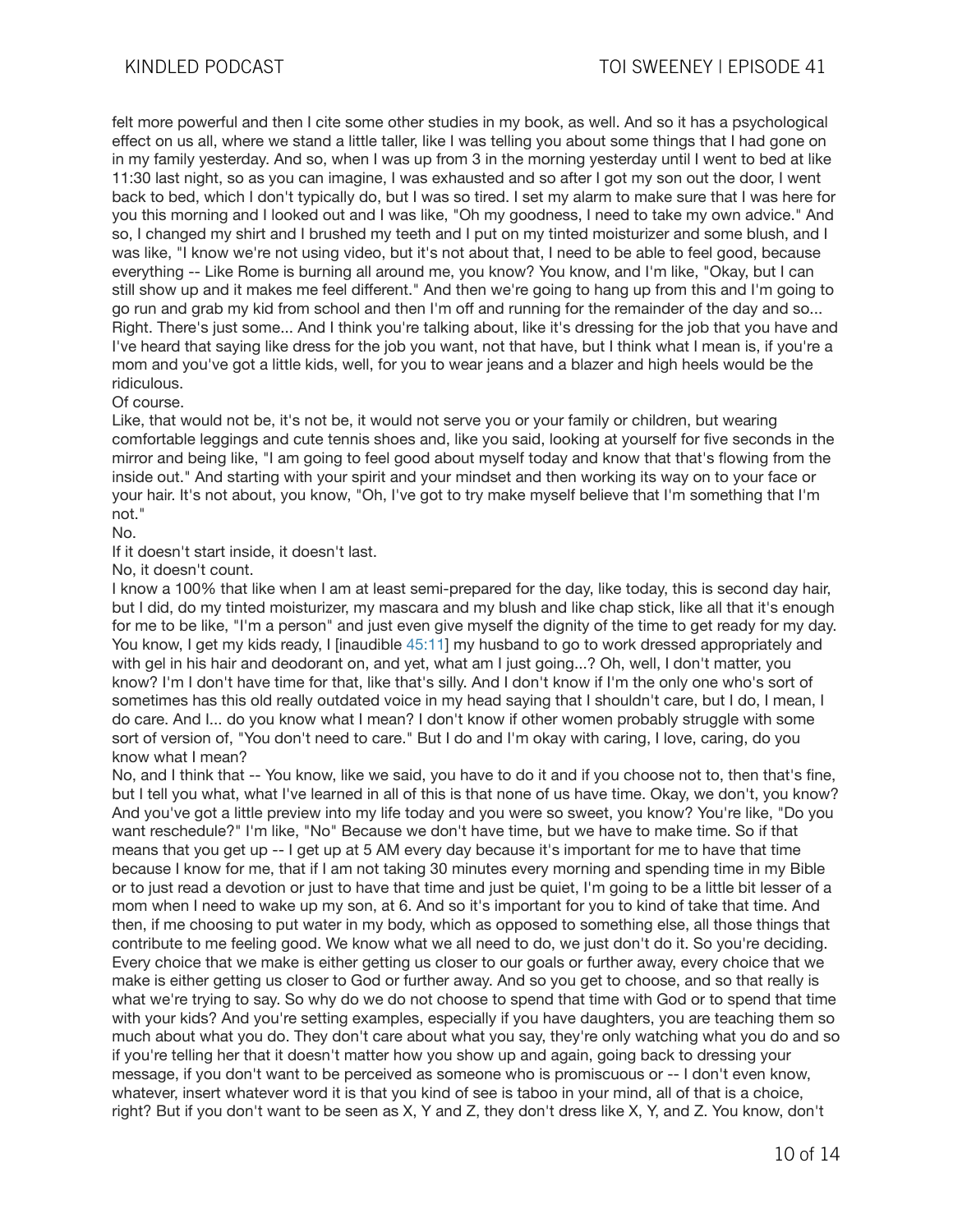felt more powerful and then I cite some other studies in my book, as well. And so it has a psychological effect on us all, where we stand a little taller, like I was telling you about some things that I had gone on in my family yesterday. And so, when I was up from 3 in the morning yesterday until I went to bed at like 11:30 last night, so as you can imagine, I was exhausted and so after I got my son out the door, I went back to bed, which I don't typically do, but I was so tired. I set my alarm to make sure that I was here for you this morning and I looked out and I was like, "Oh my goodness, I need to take my own advice." And so, I changed my shirt and I brushed my teeth and I put on my tinted moisturizer and some blush, and I was like, "I know we're not using video, but it's not about that, I need to be able to feel good, because everything -- Like Rome is burning all around me, you know? You know, and I'm like, "Okay, but I can still show up and it makes me feel different." And then we're going to hang up from this and I'm going to go run and grab my kid from school and then I'm off and running for the remainder of the day and so... Right. There's just some... And I think you're talking about, like it's dressing for the job that you have and I've heard that saying like dress for the job you want, not that have, but I think what I mean is, if you're a mom and you've got a little kids, well, for you to wear jeans and a blazer and high heels would be the ridiculous.

Of course.

Like, that would not be, it's not be, it would not serve you or your family or children, but wearing comfortable leggings and cute tennis shoes and, like you said, looking at yourself for five seconds in the mirror and being like, "I am going to feel good about myself today and know that that's flowing from the inside out." And starting with your spirit and your mindset and then working its way on to your face or your hair. It's not about, you know, "Oh, I've got to try make myself believe that I'm something that I'm not."

No.

If it doesn't start inside, it doesn't last.

No, it doesn't count.

I know a 100% that like when I am at least semi-prepared for the day, like today, this is second day hair, but I did, do my tinted moisturizer, my mascara and my blush and like chap stick, like all that it's enough for me to be like, "I'm a person" and just even give myself the dignity of the time to get ready for my day. You know, I get my kids ready, I [inaudible 45:11] my husband to go to work dressed appropriately and with gel in his hair and deodorant on, and yet, what am I just going...? Oh, well, I don't matter, you know? I'm I don't have time for that, like that's silly. And I don't know if I'm the only one who's sort of sometimes has this old really outdated voice in my head saying that I shouldn't care, but I do, I mean, I do care. And I... do you know what I mean? I don't know if other women probably struggle with some sort of version of, "You don't need to care." But I do and I'm okay with caring, I love, caring, do you know what I mean?

No, and I think that -- You know, like we said, you have to do it and if you choose not to, then that's fine, but I tell you what, what I've learned in all of this is that none of us have time. Okay, we don't, you know? And you've got a little preview into my life today and you were so sweet, you know? You're like, "Do you want reschedule?" I'm like, "No" Because we don't have time, but we have to make time. So if that means that you get up -- I get up at 5 AM every day because it's important for me to have that time because I know for me, that if I am not taking 30 minutes every morning and spending time in my Bible or to just read a devotion or just to have that time and just be quiet, I'm going to be a little bit lesser of a mom when I need to wake up my son, at 6. And so it's important for you to kind of take that time. And then, if me choosing to put water in my body, which as opposed to something else, all those things that contribute to me feeling good. We know what we all need to do, we just don't do it. So you're deciding. Every choice that we make is either getting us closer to our goals or further away, every choice that we make is either getting us closer to God or further away. And so you get to choose, and so that really is what we're trying to say. So why do we do not choose to spend that time with God or to spend that time with your kids? And you're setting examples, especially if you have daughters, you are teaching them so much about what you do. They don't care about what you say, they're only watching what you do and so if you're telling her that it doesn't matter how you show up and again, going back to dressing your message, if you don't want to be perceived as someone who is promiscuous or -- I don't even know, whatever, insert whatever word it is that you kind of see is taboo in your mind, all of that is a choice, right? But if you don't want to be seen as X, Y and Z, they don't dress like X, Y, and Z. You know, don't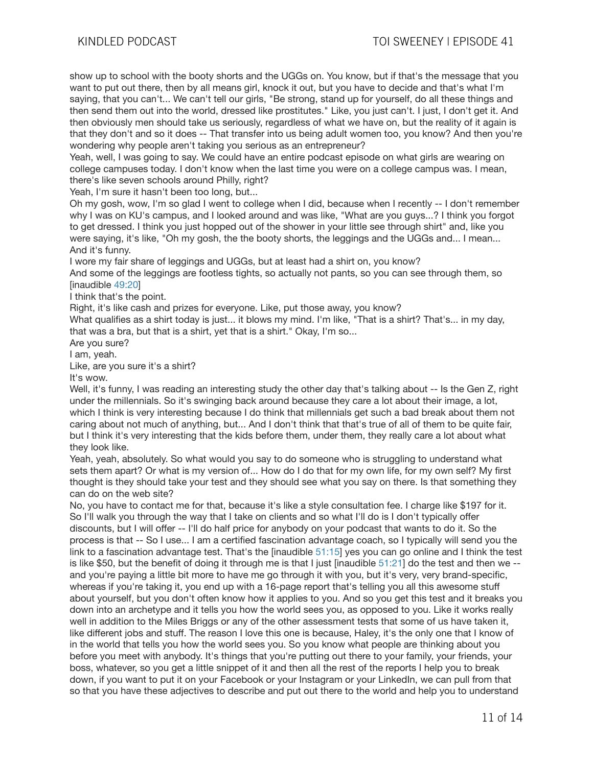show up to school with the booty shorts and the UGGs on. You know, but if that's the message that you want to put out there, then by all means girl, knock it out, but you have to decide and that's what I'm saying, that you can't... We can't tell our girls, "Be strong, stand up for yourself, do all these things and then send them out into the world, dressed like prostitutes." Like, you just can't. I just, I don't get it. And then obviously men should take us seriously, regardless of what we have on, but the reality of it again is that they don't and so it does -- That transfer into us being adult women too, you know? And then you're wondering why people aren't taking you serious as an entrepreneur?

Yeah, well, I was going to say. We could have an entire podcast episode on what girls are wearing on college campuses today. I don't know when the last time you were on a college campus was. I mean, there's like seven schools around Philly, right?

Yeah, I'm sure it hasn't been too long, but...

Oh my gosh, wow, I'm so glad I went to college when I did, because when I recently -- I don't remember why I was on KU's campus, and I looked around and was like, "What are you guys...? I think you forgot to get dressed. I think you just hopped out of the shower in your little see through shirt" and, like you were saying, it's like, "Oh my gosh, the the booty shorts, the leggings and the UGGs and... I mean... And it's funny.

I wore my fair share of leggings and UGGs, but at least had a shirt on, you know?

And some of the leggings are footless tights, so actually not pants, so you can see through them, so [inaudible 49:20]

I think that's the point.

Right, it's like cash and prizes for everyone. Like, put those away, you know?

What qualifies as a shirt today is just... it blows my mind. I'm like, "That is a shirt? That's... in my day, that was a bra, but that is a shirt, yet that is a shirt." Okay, I'm so...

Are you sure?

I am, yeah.

Like, are you sure it's a shirt?

It's wow.

Well, it's funny, I was reading an interesting study the other day that's talking about -- Is the Gen Z, right under the millennials. So it's swinging back around because they care a lot about their image, a lot, which I think is very interesting because I do think that millennials get such a bad break about them not caring about not much of anything, but... And I don't think that that's true of all of them to be quite fair, but I think it's very interesting that the kids before them, under them, they really care a lot about what they look like.

Yeah, yeah, absolutely. So what would you say to do someone who is struggling to understand what sets them apart? Or what is my version of... How do I do that for my own life, for my own self? My first thought is they should take your test and they should see what you say on there. Is that something they can do on the web site?

No, you have to contact me for that, because it's like a style consultation fee. I charge like $197 for it. So I'll walk you through the way that I take on clients and so what I'll do is I don't typically offer discounts, but I will offer -- I'll do half price for anybody on your podcast that wants to do it. So the process is that -- So I use... I am a certified fascination advantage coach, so I typically will send you the link to a fascination advantage test. That's the [inaudible 51:15] yes you can go online and I think the test is like $50, but the benefit of doing it through me is that I just [inaudible 51:21] do the test and then we -- and you're paying a little bit more to have me go through it with you, but it's very, very brand-specific, whereas if you're taking it, you end up with a 16-page report that's telling you all this awesome stuff about yourself, but you don't often know how it applies to you. And so you get this test and it breaks you down into an archetype and it tells you how the world sees you, as opposed to you. Like it works really well in addition to the Miles Briggs or any of the other assessment tests that some of us have taken it, like different jobs and stuff. The reason I love this one is because, Haley, it's the only one that I know of in the world that tells you how the world sees you. So you know what people are thinking about you before you meet with anybody. It's things that you're putting out there to your family, your friends, your boss, whatever, so you get a little snippet of it and then all the rest of the reports I help you to break down, if you want to put it on your Facebook or your Instagram or your LinkedIn, we can pull from that so that you have these adjectives to describe and put out there to the world and help you to understand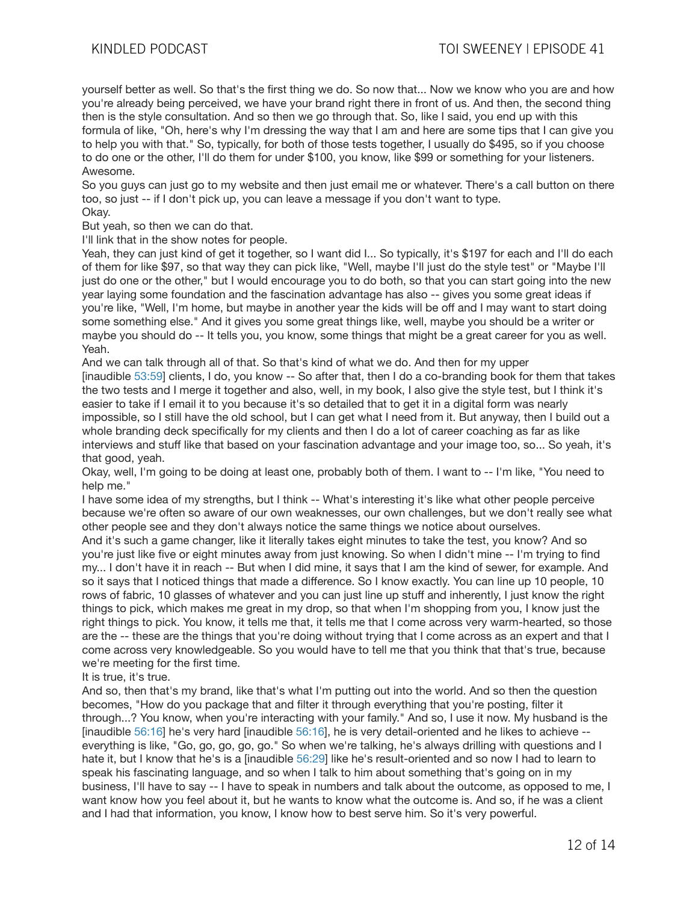yourself better as well. So that's the first thing we do. So now that... Now we know who you are and how you're already being perceived, we have your brand right there in front of us. And then, the second thing then is the style consultation. And so then we go through that. So, like I said, you end up with this formula of like, "Oh, here's why I'm dressing the way that I am and here are some tips that I can give you to help you with that." So, typically, for both of those tests together, I usually do $495, so if you choose to do one or the other, I'll do them for under $100, you know, like $99 or something for your listeners.
Awesome.
So you guys can just go to my website and then just email me or whatever. There's a call button on there too, so just -- if I don't pick up, you can leave a message if you don't want to type.
Okay.
But yeah, so then we can do that.
I'll link that in the show notes for people.
Yeah, they can just kind of get it together, so I want did I... So typically, it's $197 for each and I'll do each of them for like $97, so that way they can pick like, "Well, maybe I'll just do the style test" or "Maybe I'll just do one or the other," but I would encourage you to do both, so that you can start going into the new year laying some foundation and the fascination advantage has also -- gives you some great ideas if you're like, "Well, I'm home, but maybe in another year the kids will be off and I may want to start doing some something else." And it gives you some great things like, well, maybe you should be a writer or maybe you should do -- It tells you, you know, some things that might be a great career for you as well.
Yeah.
And we can talk through all of that. So that's kind of what we do. And then for my upper [inaudible 53:59] clients, I do, you know -- So after that, then I do a co-branding book for them that takes the two tests and I merge it together and also, well, in my book, I also give the style test, but I think it's easier to take if I email it to you because it's so detailed that to get it in a digital form was nearly impossible, so I still have the old school, but I can get what I need from it. But anyway, then I build out a whole branding deck specifically for my clients and then I do a lot of career coaching as far as like interviews and stuff like that based on your fascination advantage and your image too, so... So yeah, it's that good, yeah.
Okay, well, I'm going to be doing at least one, probably both of them. I want to -- I'm like, "You need to help me."
I have some idea of my strengths, but I think -- What's interesting it's like what other people perceive because we're often so aware of our own weaknesses, our own challenges, but we don't really see what other people see and they don't always notice the same things we notice about ourselves.
And it's such a game changer, like it literally takes eight minutes to take the test, you know? And so you're just like five or eight minutes away from just knowing. So when I didn't mine -- I'm trying to find my... I don't have it in reach -- But when I did mine, it says that I am the kind of sewer, for example. And so it says that I noticed things that made a difference. So I know exactly. You can line up 10 people, 10 rows of fabric, 10 glasses of whatever and you can just line up stuff and inherently, I just know the right things to pick, which makes me great in my drop, so that when I'm shopping from you, I know just the right things to pick. You know, it tells me that, it tells me that I come across very warm-hearted, so those are the -- these are the things that you're doing without trying that I come across as an expert and that I come across very knowledgeable. So you would have to tell me that you think that that's true, because we're meeting for the first time.
It is true, it's true.
And so, then that's my brand, like that's what I'm putting out into the world. And so then the question becomes, "How do you package that and filter it through everything that you're posting, filter it through...? You know, when you're interacting with your family." And so, I use it now. My husband is the [inaudible 56:16] he's very hard [inaudible 56:16], he is very detail-oriented and he likes to achieve -- everything is like, "Go, go, go, go, go." So when we're talking, he's always drilling with questions and I hate it, but I know that he's is a [inaudible 56:29] like he's result-oriented and so now I had to learn to speak his fascinating language, and so when I talk to him about something that's going on in my business, I'll have to say -- I have to speak in numbers and talk about the outcome, as opposed to me, I want know how you feel about it, but he wants to know what the outcome is. And so, if he was a client and I had that information, you know, I know how to best serve him. So it's very powerful.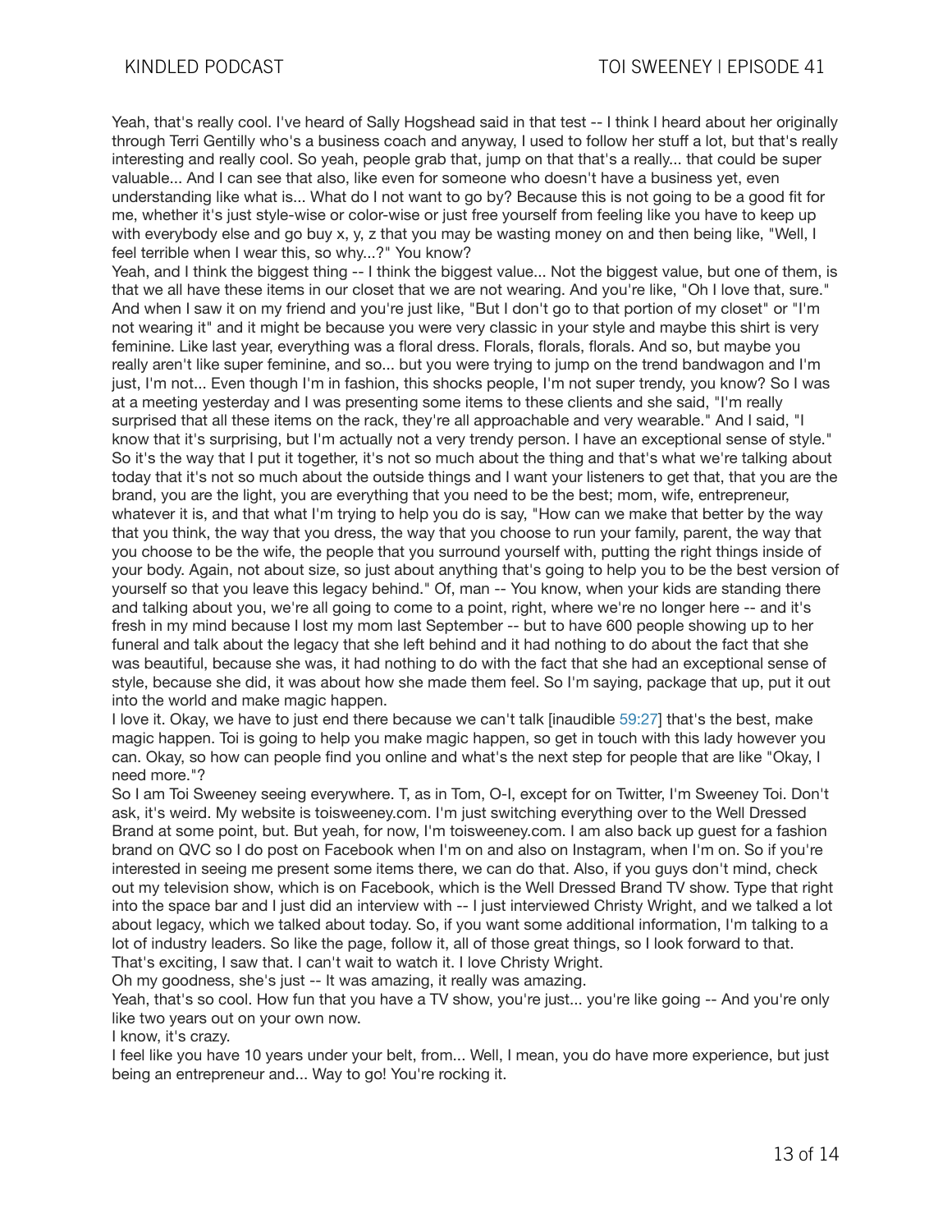Yeah, that's really cool. I've heard of Sally Hogshead said in that test -- I think I heard about her originally through Terri Gentilly who's a business coach and anyway, I used to follow her stuff a lot, but that's really interesting and really cool. So yeah, people grab that, jump on that that's a really... that could be super valuable... And I can see that also, like even for someone who doesn't have a business yet, even understanding like what is... What do I not want to go by? Because this is not going to be a good fit for me, whether it's just style-wise or color-wise or just free yourself from feeling like you have to keep up with everybody else and go buy x, y, z that you may be wasting money on and then being like, "Well, I feel terrible when I wear this, so why...?" You know?

Yeah, and I think the biggest thing -- I think the biggest value... Not the biggest value, but one of them, is that we all have these items in our closet that we are not wearing. And you're like, "Oh I love that, sure." And when I saw it on my friend and you're just like, "But I don't go to that portion of my closet" or "I'm not wearing it" and it might be because you were very classic in your style and maybe this shirt is very feminine. Like last year, everything was a floral dress. Florals, florals, florals. And so, but maybe you really aren't like super feminine, and so... but you were trying to jump on the trend bandwagon and I'm just, I'm not... Even though I'm in fashion, this shocks people, I'm not super trendy, you know? So I was at a meeting yesterday and I was presenting some items to these clients and she said, "I'm really surprised that all these items on the rack, they're all approachable and very wearable." And I said, "I know that it's surprising, but I'm actually not a very trendy person. I have an exceptional sense of style." So it's the way that I put it together, it's not so much about the thing and that's what we're talking about today that it's not so much about the outside things and I want your listeners to get that, that you are the brand, you are the light, you are everything that you need to be the best; mom, wife, entrepreneur, whatever it is, and that what I'm trying to help you do is say, "How can we make that better by the way that you think, the way that you dress, the way that you choose to run your family, parent, the way that you choose to be the wife, the people that you surround yourself with, putting the right things inside of your body. Again, not about size, so just about anything that's going to help you to be the best version of yourself so that you leave this legacy behind." Of, man -- You know, when your kids are standing there and talking about you, we're all going to come to a point, right, where we're no longer here -- and it's fresh in my mind because I lost my mom last September -- but to have 600 people showing up to her funeral and talk about the legacy that she left behind and it had nothing to do about the fact that she was beautiful, because she was, it had nothing to do with the fact that she had an exceptional sense of style, because she did, it was about how she made them feel. So I'm saying, package that up, put it out into the world and make magic happen.

I love it. Okay, we have to just end there because we can't talk [inaudible 59:27] that's the best, make magic happen. Toi is going to help you make magic happen, so get in touch with this lady however you can. Okay, so how can people find you online and what's the next step for people that are like "Okay, I need more."?

So I am Toi Sweeney seeing everywhere. T, as in Tom, O-I, except for on Twitter, I'm Sweeney Toi. Don't ask, it's weird. My website is toisweeney.com. I'm just switching everything over to the Well Dressed Brand at some point, but. But yeah, for now, I'm toisweeney.com. I am also back up guest for a fashion brand on QVC so I do post on Facebook when I'm on and also on Instagram, when I'm on. So if you're interested in seeing me present some items there, we can do that. Also, if you guys don't mind, check out my television show, which is on Facebook, which is the Well Dressed Brand TV show. Type that right into the space bar and I just did an interview with -- I just interviewed Christy Wright, and we talked a lot about legacy, which we talked about today. So, if you want some additional information, I'm talking to a lot of industry leaders. So like the page, follow it, all of those great things, so I look forward to that.

That's exciting, I saw that. I can't wait to watch it. I love Christy Wright.

Oh my goodness, she's just -- It was amazing, it really was amazing.

Yeah, that's so cool. How fun that you have a TV show, you're just... you're like going -- And you're only like two years out on your own now.

I know, it's crazy.

I feel like you have 10 years under your belt, from... Well, I mean, you do have more experience, but just being an entrepreneur and... Way to go! You're rocking it.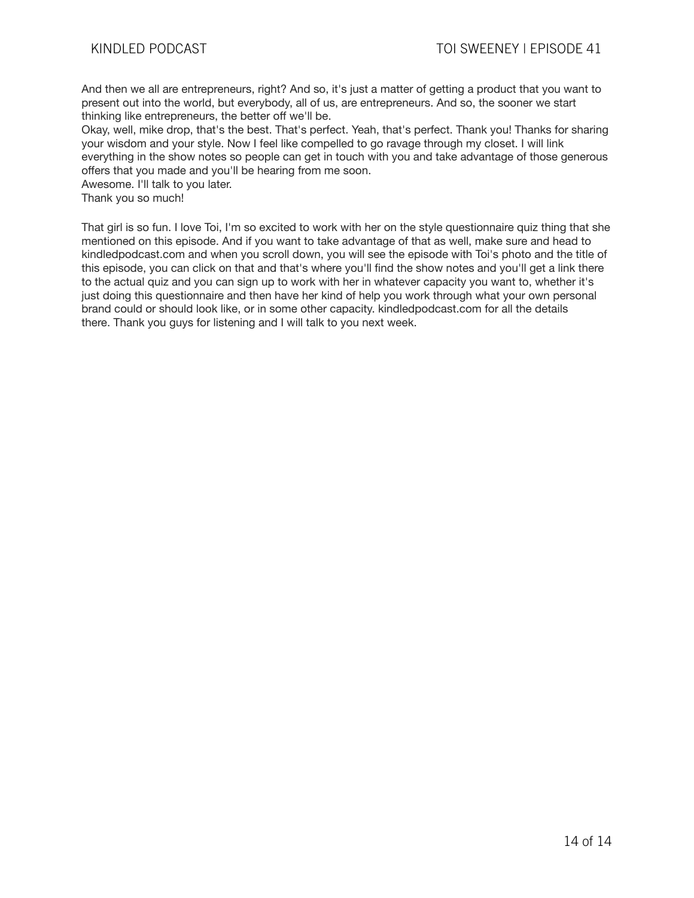And then we all are entrepreneurs, right? And so, it's just a matter of getting a product that you want to present out into the world, but everybody, all of us, are entrepreneurs. And so, the sooner we start thinking like entrepreneurs, the better off we'll be.

Okay, well, mike drop, that's the best. That's perfect. Yeah, that's perfect. Thank you! Thanks for sharing your wisdom and your style. Now I feel like compelled to go ravage through my closet. I will link everything in the show notes so people can get in touch with you and take advantage of those generous offers that you made and you'll be hearing from me soon.

Awesome. I'll talk to you later.

Thank you so much!

That girl is so fun. I love Toi, I'm so excited to work with her on the style questionnaire quiz thing that she mentioned on this episode. And if you want to take advantage of that as well, make sure and head to kindledpodcast.com and when you scroll down, you will see the episode with Toi's photo and the title of this episode, you can click on that and that's where you'll find the show notes and you'll get a link there to the actual quiz and you can sign up to work with her in whatever capacity you want to, whether it's just doing this questionnaire and then have her kind of help you work through what your own personal brand could or should look like, or in some other capacity. kindledpodcast.com for all the details there. Thank you guys for listening and I will talk to you next week.